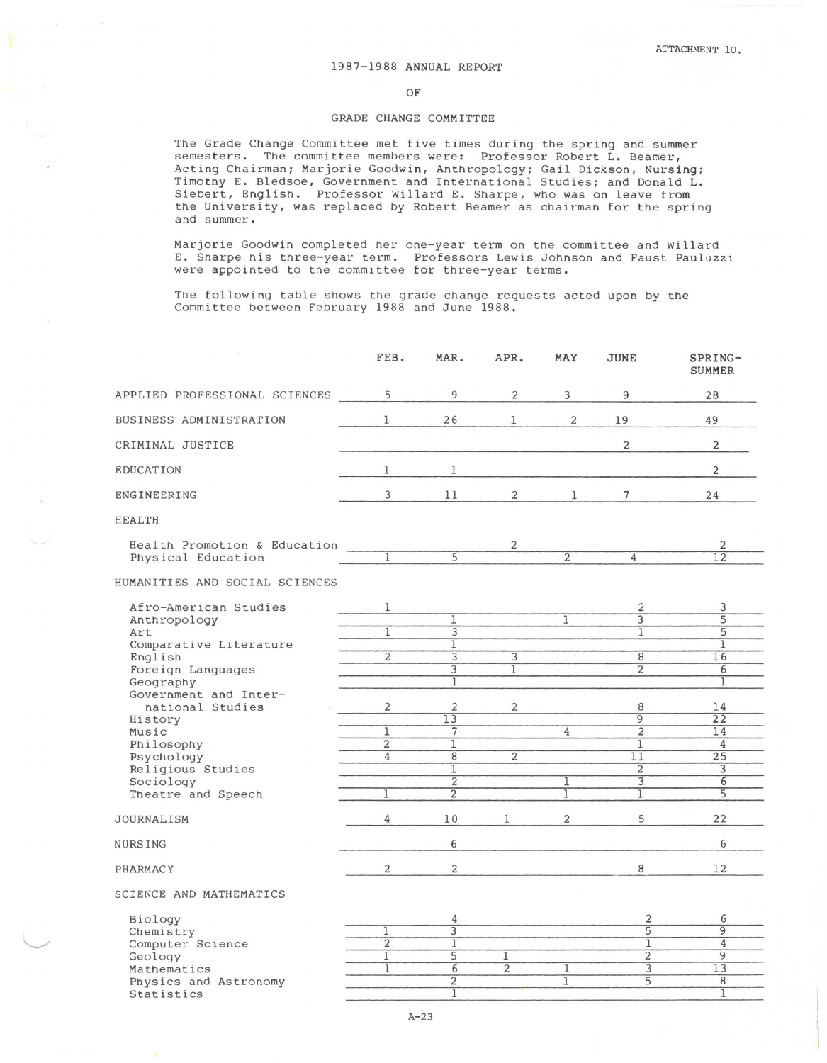ATTACHMENT 10.

# 1987-1988 ANNUAL REPORT

## OF

## GRADE CHANGE COMMITTEE

The Grade Change Committee met five times during the spring and summer semesters. The committee members were: Professor Robert L. Beamer, Acting Chairman; Marjorie Goodwin, Anthropology; Gail Dickson, Nursing; Timothy E. Bledsoe, Government and International Studies; and Donald L. Siebert, English. Professor Willard E. Sharpe, who was on leave from the University, was replaced by Robert Beamer as chairman for the spring and summer.

Marjorie Goodwin completed her one-year term on the committee and Willard E. Sharpe his three-year term. Professors Lewis Johnson and Faust Pauluzzi were appointed to the committee for three-year terms.

The following table shows the grade change requests acted upon by the Committee between February 1988 and June 1988.

| | FEB. | MAR. | APR. | MAY | JUNE | SPRING-SUMMER |
|---|---|---|---|---|---|---|
| APPLIED PROFESSIONAL SCIENCES | 5 | 9 | 2 | 3 | 9 | 28 |
| BUSINESS ADMINISTRATION | 1 | 26 | 1 | 2 | 19 | 49 |
| CRIMINAL JUSTICE | | | | | 2 | 2 |
| EDUCATION | 1 | 1 | | | | 2 |
| ENGINEERING | 3 | 11 | 2 | 1 | 7 | 24 |
| HEALTH | | | | | | |
| Health Promotion & Education | | | 2 | | | 2 |
| Physical Education | 1 | 5 | | 2 | 4 | 12 |
| HUMANITIES AND SOCIAL SCIENCES | | | | | | |
| Afro-American Studies | 1 | | | | 2 | 3 |
| Anthropology | | 1 | | 1 | 3 | 5 |
| Art | 1 | 3 | | | 1 | 5 |
| Comparative Literature | | 1 | | | | 1 |
| English | 2 | 3 | 3 | | 8 | 16 |
| Foreign Languages | | 3 | 1 | | 2 | 6 |
| Geography | | 1 | | | | 1 |
| Government and International Studies | 2 | 2 | 2 | | 8 | 14 |
| History | | 13 | | | 9 | 22 |
| Music | 1 | 7 | | 4 | 2 | 14 |
| Philosophy | 2 | 1 | | | 1 | 4 |
| Psychology | 4 | 8 | 2 | | 11 | 25 |
| Religious Studies | | 1 | | | 2 | 3 |
| Sociology | | 2 | | 1 | 3 | 6 |
| Theatre and Speech | 1 | 2 | | 1 | 1 | 5 |
| JOURNALISM | 4 | 10 | 1 | 2 | 5 | 22 |
| NURSING | | 6 | | | | 6 |
| PHARMACY | 2 | 2 | | | 8 | 12 |
| SCIENCE AND MATHEMATICS | | | | | | |
| Biology | | 4 | | | 2 | 6 |
| Chemistry | 1 | 3 | | | 5 | 9 |
| Computer Science | 2 | 1 | | | 1 | 4 |
| Geology | 1 | 5 | 1 | | 2 | 9 |
| Mathematics | 1 | 6 | 2 | 1 | 3 | 13 |
| Physics and Astronomy | | 2 | | 1 | 5 | 8 |
| Statistics | | 1 | | | | 1 |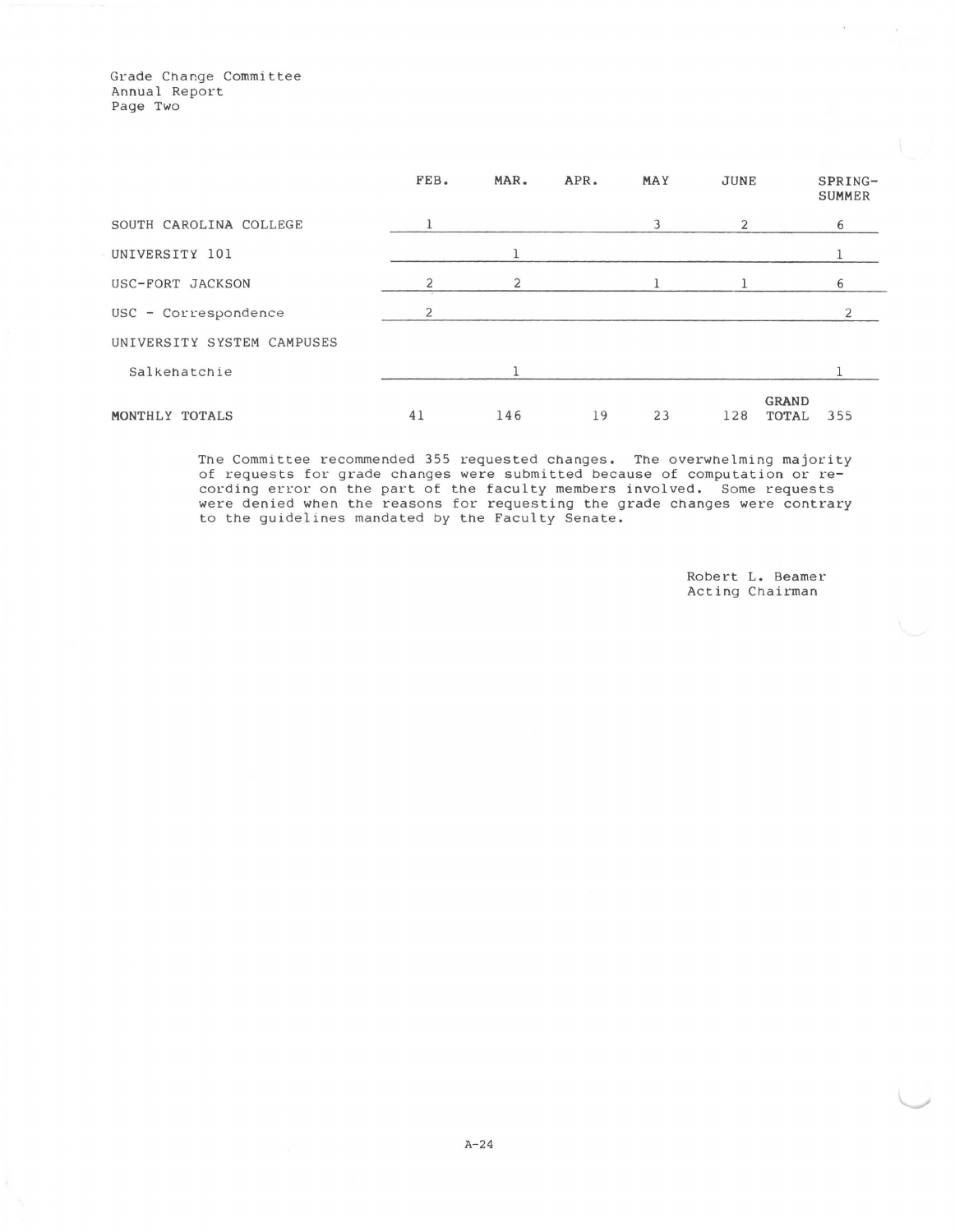Grade Change Committee
Annual Report
Page Two

| | FEB. | MAR. | APR. | MAY | JUNE | SPRING-SUMMER |
|---|---|---|---|---|---|---|
| SOUTH CAROLINA COLLEGE | 1 | | | 3 | 2 | 6 |
| UNIVERSITY 101 | | 1 | | | | 1 |
| USC-FORT JACKSON | 2 | 2 | | 1 | 1 | 6 |
| USC - Correspondence | 2 | | | | | 2 |
| UNIVERSITY SYSTEM CAMPUSES | | | | | | |
| Salkehatchie | | 1 | | | | 1 |
| MONTHLY TOTALS | 41 | 146 | 19 | 23 | 128 | GRAND TOTAL 355 |

The Committee recommended 355 requested changes. The overwhelming majority of requests for grade changes were submitted because of computation or recording error on the part of the faculty members involved. Some requests were denied when the reasons for requesting the grade changes were contrary to the guidelines mandated by the Faculty Senate.

Robert L. Beamer
Acting Chairman

A-24